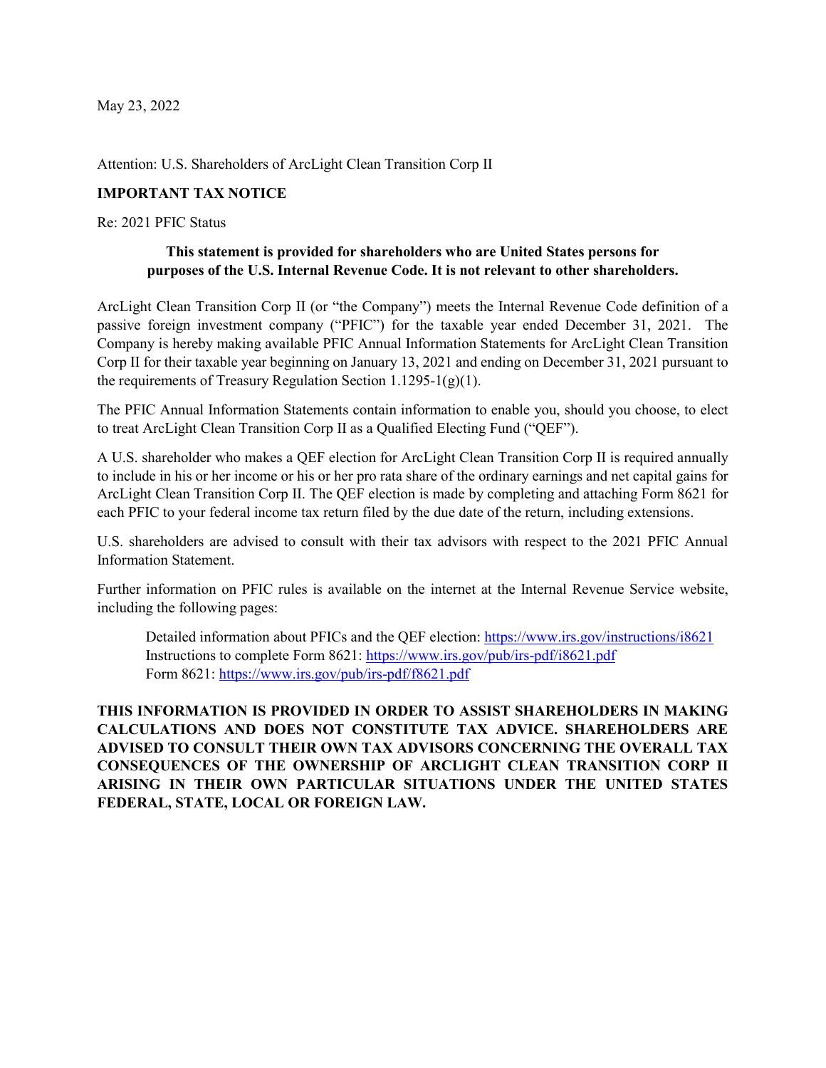May 23, 2022

Attention: U.S. Shareholders of ArcLight Clean Transition Corp II

**IMPORTANT TAX NOTICE**

Re: 2021 PFIC Status

**This statement is provided for shareholders who are United States persons for purposes of the U.S. Internal Revenue Code. It is not relevant to other shareholders.**

ArcLight Clean Transition Corp II (or "the Company") meets the Internal Revenue Code definition of a passive foreign investment company ("PFIC") for the taxable year ended December 31, 2021. The Company is hereby making available PFIC Annual Information Statements for ArcLight Clean Transition Corp II for their taxable year beginning on January 13, 2021 and ending on December 31, 2021 pursuant to the requirements of Treasury Regulation Section 1.1295-1(g)(1).

The PFIC Annual Information Statements contain information to enable you, should you choose, to elect to treat ArcLight Clean Transition Corp II as a Qualified Electing Fund ("QEF").

A U.S. shareholder who makes a QEF election for ArcLight Clean Transition Corp II is required annually to include in his or her income or his or her pro rata share of the ordinary earnings and net capital gains for ArcLight Clean Transition Corp II. The QEF election is made by completing and attaching Form 8621 for each PFIC to your federal income tax return filed by the due date of the return, including extensions.

U.S. shareholders are advised to consult with their tax advisors with respect to the 2021 PFIC Annual Information Statement.

Further information on PFIC rules is available on the internet at the Internal Revenue Service website, including the following pages:

> Detailed information about PFICs and the QEF election: https://www.irs.gov/instructions/i8621
> Instructions to complete Form 8621: https://www.irs.gov/pub/irs-pdf/i8621.pdf
> Form 8621: https://www.irs.gov/pub/irs-pdf/f8621.pdf

**THIS INFORMATION IS PROVIDED IN ORDER TO ASSIST SHAREHOLDERS IN MAKING CALCULATIONS AND DOES NOT CONSTITUTE TAX ADVICE. SHAREHOLDERS ARE ADVISED TO CONSULT THEIR OWN TAX ADVISORS CONCERNING THE OVERALL TAX CONSEQUENCES OF THE OWNERSHIP OF ARCLIGHT CLEAN TRANSITION CORP II ARISING IN THEIR OWN PARTICULAR SITUATIONS UNDER THE UNITED STATES FEDERAL, STATE, LOCAL OR FOREIGN LAW.**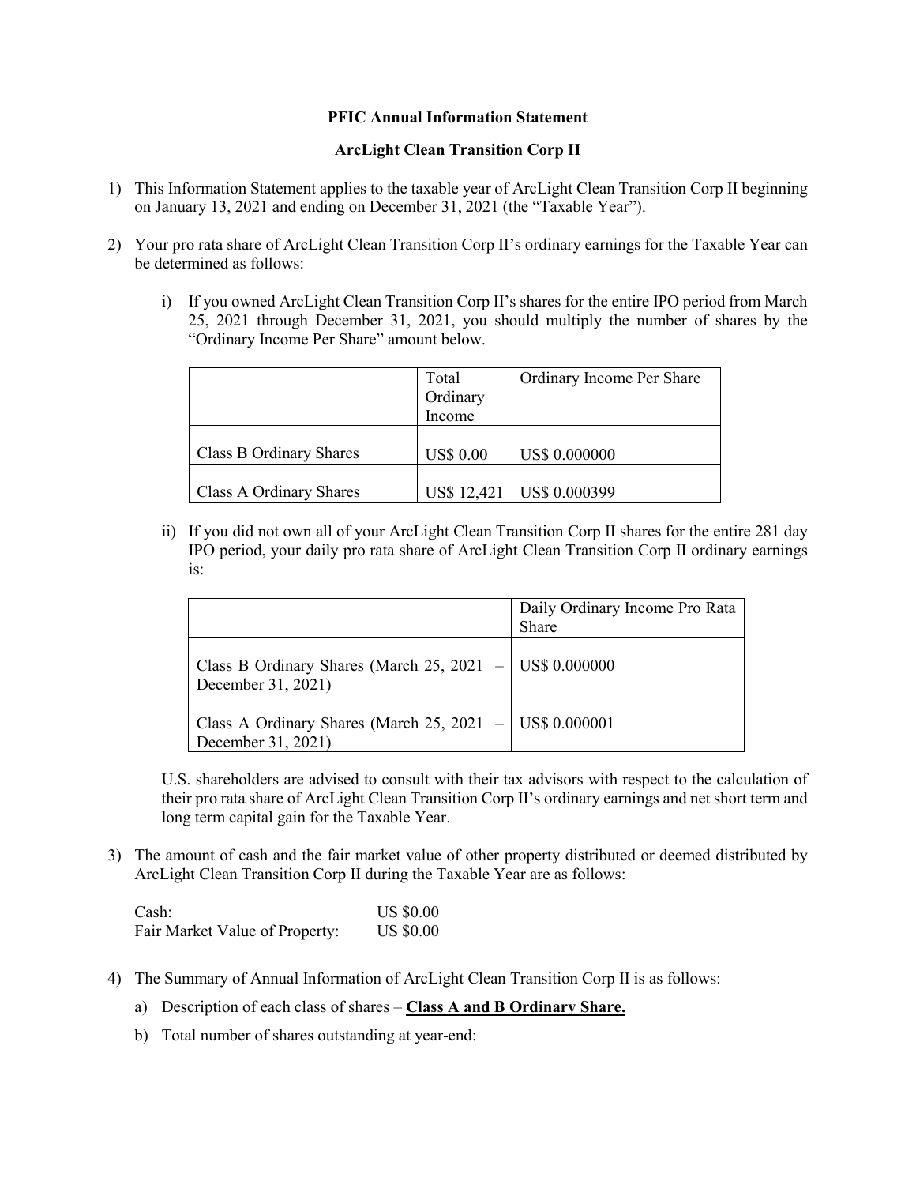**PFIC Annual Information Statement**

**ArcLight Clean Transition Corp II**

1) This Information Statement applies to the taxable year of ArcLight Clean Transition Corp II beginning on January 13, 2021 and ending on December 31, 2021 (the "Taxable Year").

2) Your pro rata share of ArcLight Clean Transition Corp II's ordinary earnings for the Taxable Year can be determined as follows:

   i) If you owned ArcLight Clean Transition Corp II's shares for the entire IPO period from March 25, 2021 through December 31, 2021, you should multiply the number of shares by the "Ordinary Income Per Share" amount below.

| | Total Ordinary Income | Ordinary Income Per Share |
|---|---|---|
| Class B Ordinary Shares | US$ 0.00 | US$ 0.000000 |
| Class A Ordinary Shares | US$ 12,421 | US$ 0.000399 |

   ii) If you did not own all of your ArcLight Clean Transition Corp II shares for the entire 281 day IPO period, your daily pro rata share of ArcLight Clean Transition Corp II ordinary earnings is:

| | Daily Ordinary Income Pro Rata Share |
|---|---|
| Class B Ordinary Shares (March 25, 2021 – December 31, 2021) | US$ 0.000000 |
| Class A Ordinary Shares (March 25, 2021 – December 31, 2021) | US$ 0.000001 |

U.S. shareholders are advised to consult with their tax advisors with respect to the calculation of their pro rata share of ArcLight Clean Transition Corp II's ordinary earnings and net short term and long term capital gain for the Taxable Year.

3) The amount of cash and the fair market value of other property distributed or deemed distributed by ArcLight Clean Transition Corp II during the Taxable Year are as follows:

   Cash: US $0.00
   Fair Market Value of Property: US $0.00

4) The Summary of Annual Information of ArcLight Clean Transition Corp II is as follows:

   a) Description of each class of shares – **Class A and B Ordinary Share.**

   b) Total number of shares outstanding at year-end: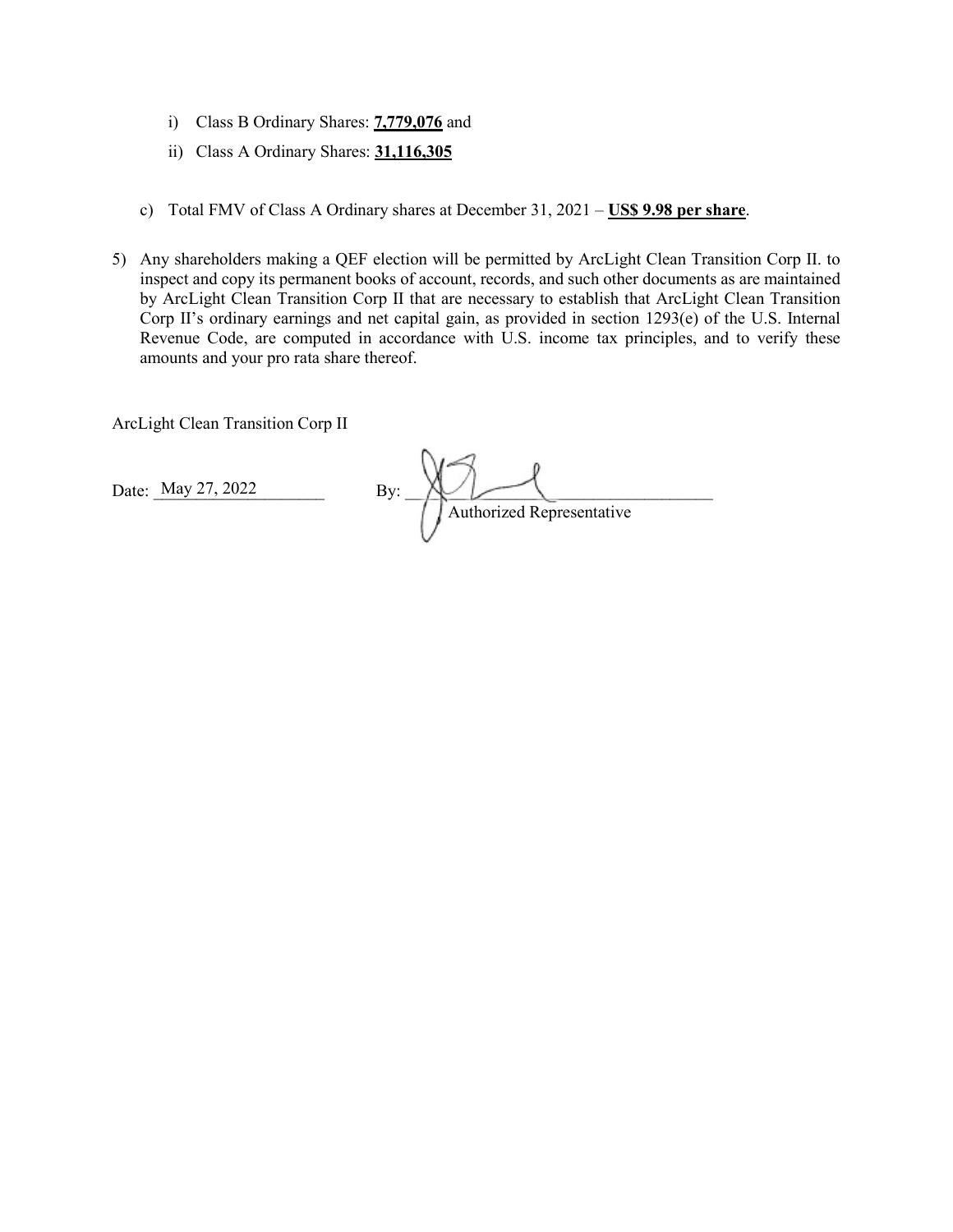i) Class B Ordinary Shares: **7,779,076** and

ii) Class A Ordinary Shares: **31,116,305**

c) Total FMV of Class A Ordinary shares at December 31, 2021 – **US$ 9.98 per share**.

5) Any shareholders making a QEF election will be permitted by ArcLight Clean Transition Corp II. to inspect and copy its permanent books of account, records, and such other documents as are maintained by ArcLight Clean Transition Corp II that are necessary to establish that ArcLight Clean Transition Corp II's ordinary earnings and net capital gain, as provided in section 1293(e) of the U.S. Internal Revenue Code, are computed in accordance with U.S. income tax principles, and to verify these amounts and your pro rata share thereof.

ArcLight Clean Transition Corp II

Date: May 27, 2022

By: ______________________
Authorized Representative